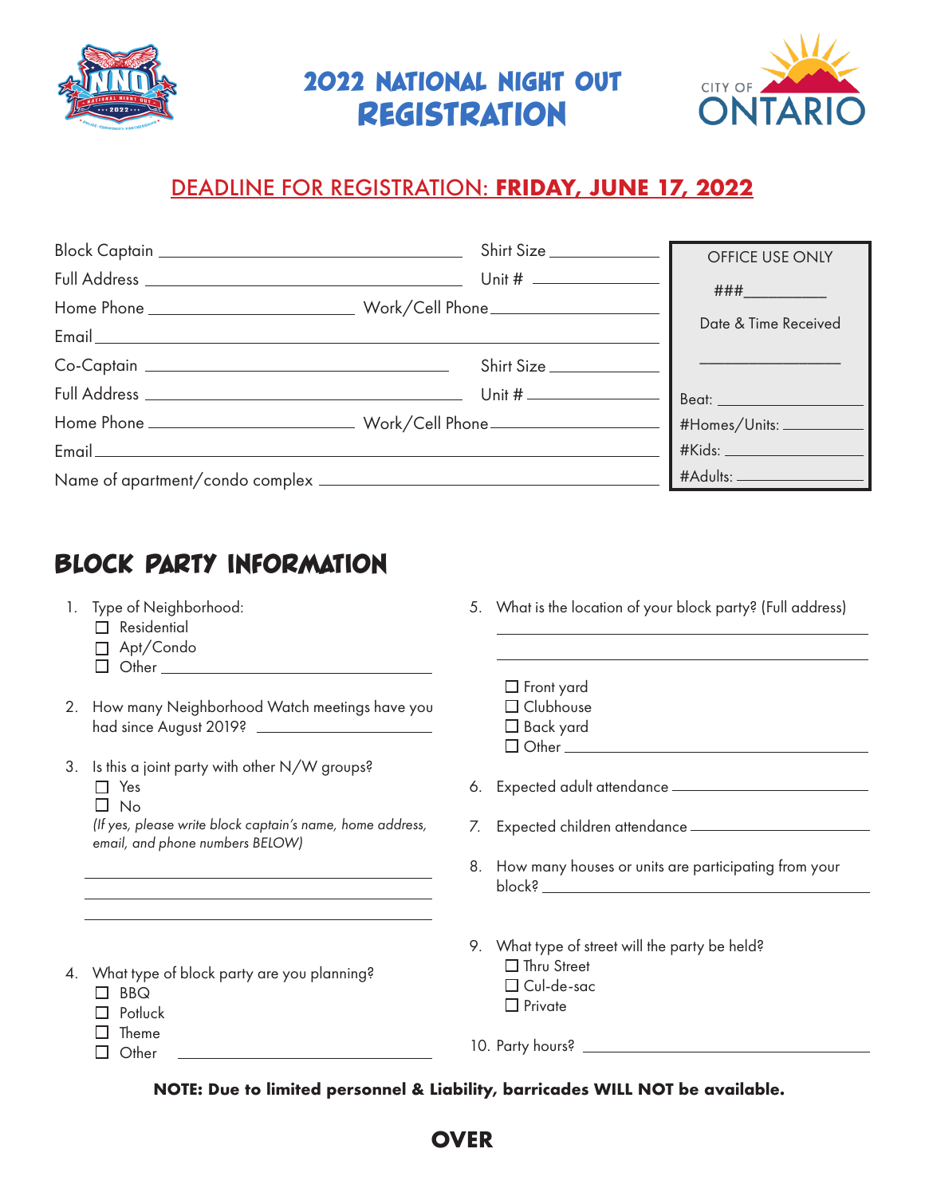# 2022 NATIONAL NIGHT OUT REGISTRATION

CITY OF ONTARIO

DEADLINE FOR REGISTRATION: **FRIDAY, JUNE 17, 2022**

Block Captain ______________________ Shirt Size __________

Full Address ______________________ Unit # __________

Home Phone ______________ Work/Cell Phone ______________

Email ______________________________________________

Co-Captain ______________________ Shirt Size __________

Full Address ______________________ Unit # __________

Home Phone ______________ Work/Cell Phone ______________

Email ______________________________________________

Name of apartment/condo complex ______________________

| OFFICE USE ONLY |
|---|
| ###__________ |
| Date & Time Received |
| ______________ |
| Beat: ______________ |
| #Homes/Units: ______________ |
| #Kids: ______________ |
| #Adults: ______________ |

## BLOCK PARTY INFORMATION

1. Type of Neighborhood:
   - ☐ Residential
   - ☐ Apt/Condo
   - ☐ Other ______________

2. How many Neighborhood Watch meetings have you had since August 2019? ______________

3. Is this a joint party with other N/W groups?
   - ☐ Yes
   - ☐ No

   *(If yes, please write block captain's name, home address, email, and phone numbers BELOW)*

   ______________________________

   ______________________________

   ______________________________

4. What type of block party are you planning?
   - ☐ BBQ
   - ☐ Potluck
   - ☐ Theme
   - ☐ Other ______________

5. What is the location of your block party? (Full address)

   ______________________________

   ______________________________

   - ☐ Front yard
   - ☐ Clubhouse
   - ☐ Back yard
   - ☐ Other ______________

6. Expected adult attendance ______________

7. Expected children attendance ______________

8. How many houses or units are participating from your block? ______________

9. What type of street will the party be held?
   - ☐ Thru Street
   - ☐ Cul-de-sac
   - ☐ Private

10. Party hours? ______________

**NOTE: Due to limited personnel & Liability, barricades WILL NOT be available.**

**OVER**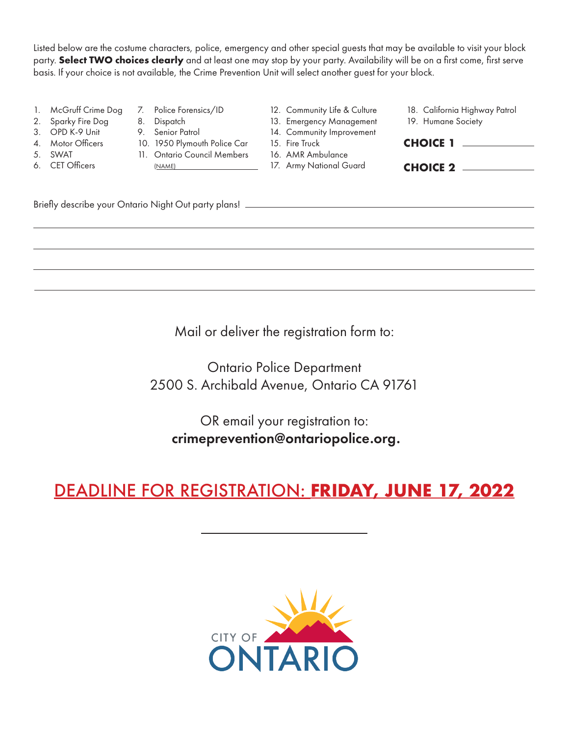Listed below are the costume characters, police, emergency and other special guests that may be available to visit your block party. **Select TWO choices clearly** and at least one may stop by your party. Availability will be on a first come, first serve basis. If your choice is not available, the Crime Prevention Unit will select another guest for your block.

1. McGruff Crime Dog
2. Sparky Fire Dog
3. OPD K-9 Unit
4. Motor Officers
5. SWAT
6. CET Officers
7. Police Forensics/ID
8. Dispatch
9. Senior Patrol
10. 1950 Plymouth Police Car
11. Ontario Council Members (NAME) ____________________
12. Community Life & Culture
13. Emergency Management
14. Community Improvement
15. Fire Truck
16. AMR Ambulance
17. Army National Guard
18. California Highway Patrol
19. Humane Society

**CHOICE 1** ______________

**CHOICE 2** ______________

Briefly describe your Ontario Night Out party plans! ____________________________________________

____________________________________________

____________________________________________

____________________________________________

____________________________________________

Mail or deliver the registration form to:

Ontario Police Department
2500 S. Archibald Avenue, Ontario CA 91761

OR email your registration to:
**crimeprevention@ontariopolice.org.**

## DEADLINE FOR REGISTRATION: **FRIDAY, JUNE 17, 2022**

CITY OF ONTARIO